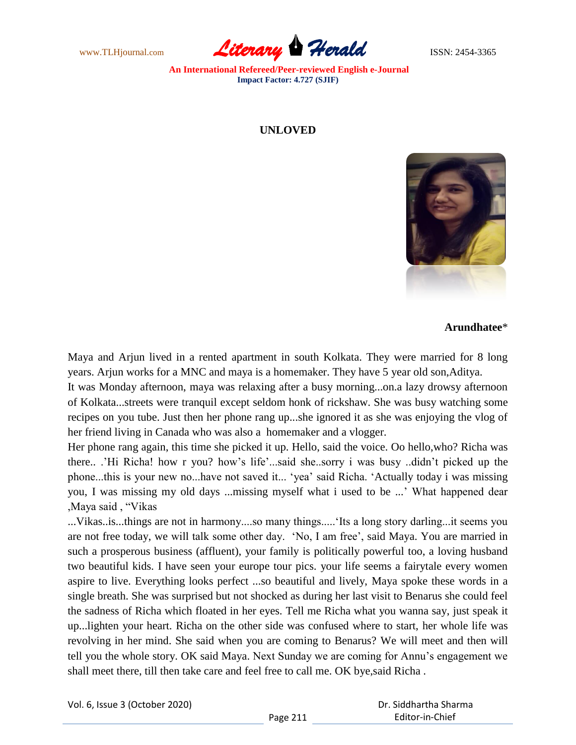# UNLOVED

**Arundhatee***

Maya and Arjun lived in a rented apartment in south Kolkata. They were married for 8 long years. Arjun works for a MNC and maya is a homemaker. They have 5 year old son,Aditya.

It was Monday afternoon, maya was relaxing after a busy morning...on.a lazy drowsy afternoon of Kolkata...streets were tranquil except seldom honk of rickshaw. She was busy watching some recipes on you tube. Just then her phone rang up...she ignored it as she was enjoying the vlog of her friend living in Canada who was also a homemaker and a vlogger.

Her phone rang again, this time she picked it up. Hello, said the voice. Oo hello,who? Richa was there.. .'Hi Richa! how r you? how's life'...said she..sorry i was busy ..didn't picked up the phone...this is your new no...have not saved it... 'yea' said Richa. 'Actually today i was missing you, I was missing my old days ...missing myself what i used to be ...' What happened dear ,Maya said , "Vikas ...Vikas..is...things are not in harmony....so many things.....'Its a long story darling...it seems you are not free today, we will talk some other day. 'No, I am free', said Maya. You are married in such a prosperous business (affluent), your family is politically powerful too, a loving husband two beautiful kids. I have seen your europe tour pics. your life seems a fairytale every women aspire to live. Everything looks perfect ...so beautiful and lively, Maya spoke these words in a single breath. She was surprised but not shocked as during her last visit to Benarus she could feel the sadness of Richa which floated in her eyes. Tell me Richa what you wanna say, just speak it up...lighten your heart. Richa on the other side was confused where to start, her whole life was revolving in her mind. She said when you are coming to Benarus? We will meet and then will tell you the whole story. OK said Maya. Next Sunday we are coming for Annu's engagement we shall meet there, till then take care and feel free to call me. OK bye,said Richa .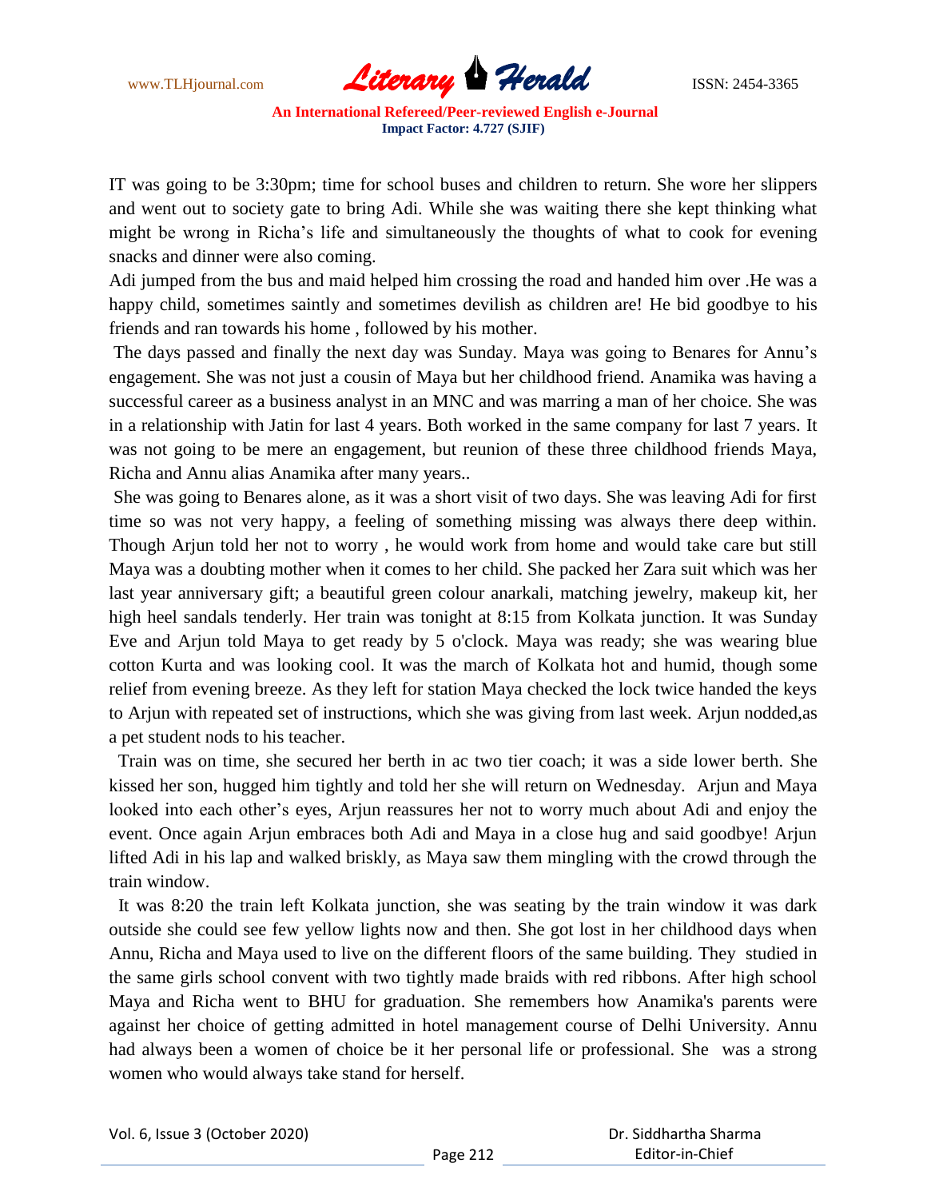IT was going to be 3:30pm; time for school buses and children to return. She wore her slippers and went out to society gate to bring Adi. While she was waiting there she kept thinking what might be wrong in Richa's life and simultaneously the thoughts of what to cook for evening snacks and dinner were also coming.

Adi jumped from the bus and maid helped him crossing the road and handed him over .He was a happy child, sometimes saintly and sometimes devilish as children are! He bid goodbye to his friends and ran towards his home , followed by his mother.

The days passed and finally the next day was Sunday. Maya was going to Benares for Annu's engagement. She was not just a cousin of Maya but her childhood friend. Anamika was having a successful career as a business analyst in an MNC and was marring a man of her choice. She was in a relationship with Jatin for last 4 years. Both worked in the same company for last 7 years. It was not going to be mere an engagement, but reunion of these three childhood friends Maya, Richa and Annu alias Anamika after many years..

She was going to Benares alone, as it was a short visit of two days. She was leaving Adi for first time so was not very happy, a feeling of something missing was always there deep within. Though Arjun told her not to worry , he would work from home and would take care but still Maya was a doubting mother when it comes to her child. She packed her Zara suit which was her last year anniversary gift; a beautiful green colour anarkali, matching jewelry, makeup kit, her high heel sandals tenderly. Her train was tonight at 8:15 from Kolkata junction. It was Sunday Eve and Arjun told Maya to get ready by 5 o'clock. Maya was ready; she was wearing blue cotton Kurta and was looking cool. It was the march of Kolkata hot and humid, though some relief from evening breeze. As they left for station Maya checked the lock twice handed the keys to Arjun with repeated set of instructions, which she was giving from last week. Arjun nodded,as a pet student nods to his teacher.

Train was on time, she secured her berth in ac two tier coach; it was a side lower berth. She kissed her son, hugged him tightly and told her she will return on Wednesday. Arjun and Maya looked into each other's eyes, Arjun reassures her not to worry much about Adi and enjoy the event. Once again Arjun embraces both Adi and Maya in a close hug and said goodbye! Arjun lifted Adi in his lap and walked briskly, as Maya saw them mingling with the crowd through the train window.

It was 8:20 the train left Kolkata junction, she was seating by the train window it was dark outside she could see few yellow lights now and then. She got lost in her childhood days when Annu, Richa and Maya used to live on the different floors of the same building. They studied in the same girls school convent with two tightly made braids with red ribbons. After high school Maya and Richa went to BHU for graduation. She remembers how Anamika's parents were against her choice of getting admitted in hotel management course of Delhi University. Annu had always been a women of choice be it her personal life or professional. She was a strong women who would always take stand for herself.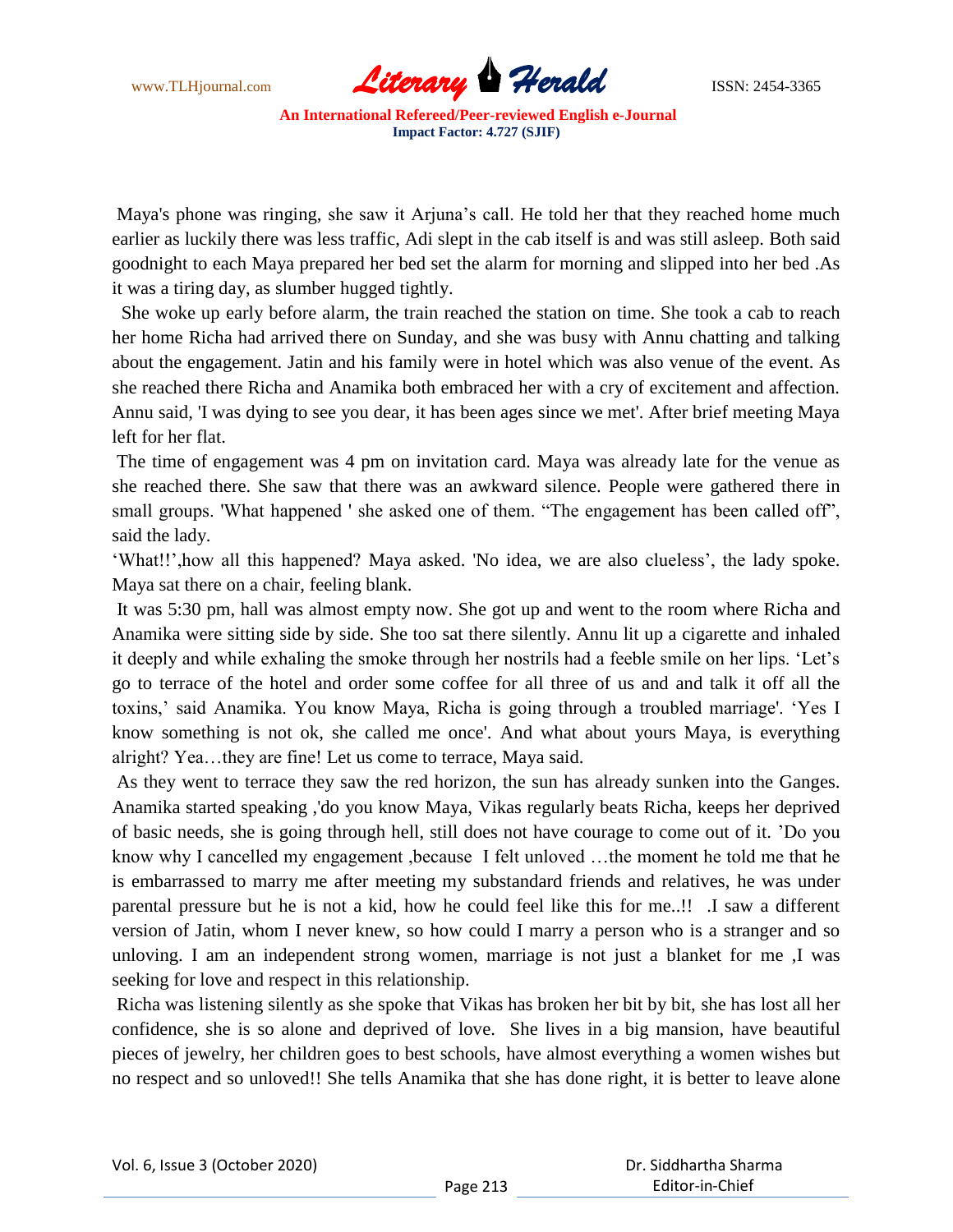Maya's phone was ringing, she saw it Arjuna's call. He told her that they reached home much earlier as luckily there was less traffic, Adi slept in the cab itself is and was still asleep. Both said goodnight to each Maya prepared her bed set the alarm for morning and slipped into her bed .As it was a tiring day, as slumber hugged tightly.

She woke up early before alarm, the train reached the station on time. She took a cab to reach her home Richa had arrived there on Sunday, and she was busy with Annu chatting and talking about the engagement. Jatin and his family were in hotel which was also venue of the event. As she reached there Richa and Anamika both embraced her with a cry of excitement and affection. Annu said, 'I was dying to see you dear, it has been ages since we met'. After brief meeting Maya left for her flat.

The time of engagement was 4 pm on invitation card. Maya was already late for the venue as she reached there. She saw that there was an awkward silence. People were gathered there in small groups. 'What happened ' she asked one of them. "The engagement has been called off", said the lady.

'What!!',how all this happened? Maya asked. 'No idea, we are also clueless', the lady spoke. Maya sat there on a chair, feeling blank.

It was 5:30 pm, hall was almost empty now. She got up and went to the room where Richa and Anamika were sitting side by side. She too sat there silently. Annu lit up a cigarette and inhaled it deeply and while exhaling the smoke through her nostrils had a feeble smile on her lips. 'Let's go to terrace of the hotel and order some coffee for all three of us and and talk it off all the toxins,' said Anamika. You know Maya, Richa is going through a troubled marriage'. 'Yes I know something is not ok, she called me once'. And what about yours Maya, is everything alright? Yea…they are fine! Let us come to terrace, Maya said.

As they went to terrace they saw the red horizon, the sun has already sunken into the Ganges. Anamika started speaking ,'do you know Maya, Vikas regularly beats Richa, keeps her deprived of basic needs, she is going through hell, still does not have courage to come out of it. 'Do you know why I cancelled my engagement ,because I felt unloved …the moment he told me that he is embarrassed to marry me after meeting my substandard friends and relatives, he was under parental pressure but he is not a kid, how he could feel like this for me..!! .I saw a different version of Jatin, whom I never knew, so how could I marry a person who is a stranger and so unloving. I am an independent strong women, marriage is not just a blanket for me ,I was seeking for love and respect in this relationship.

Richa was listening silently as she spoke that Vikas has broken her bit by bit, she has lost all her confidence, she is so alone and deprived of love. She lives in a big mansion, have beautiful pieces of jewelry, her children goes to best schools, have almost everything a women wishes but no respect and so unloved!! She tells Anamika that she has done right, it is better to leave alone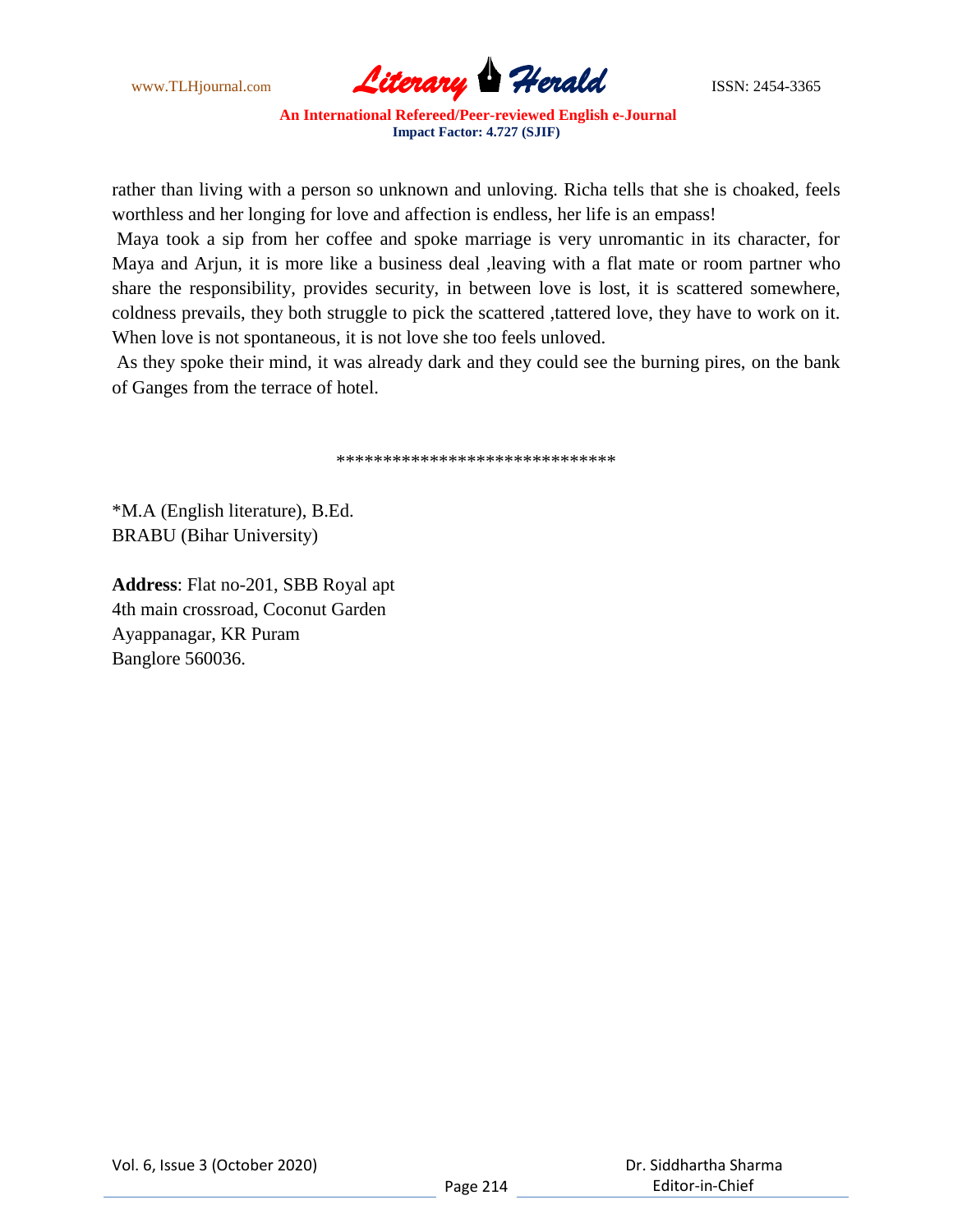rather than living with a person so unknown and unloving. Richa tells that she is choaked, feels worthless and her longing for love and affection is endless, her life is an empass!

Maya took a sip from her coffee and spoke marriage is very unromantic in its character, for Maya and Arjun, it is more like a business deal ,leaving with a flat mate or room partner who share the responsibility, provides security, in between love is lost, it is scattered somewhere, coldness prevails, they both struggle to pick the scattered ,tattered love, they have to work on it. When love is not spontaneous, it is not love she too feels unloved.

As they spoke their mind, it was already dark and they could see the burning pires, on the bank of Ganges from the terrace of hotel.

******************************

*M.A (English literature), B.Ed.
BRABU (Bihar University)

**Address**: Flat no-201, SBB Royal apt
4th main crossroad, Coconut Garden
Ayappanagar, KR Puram
Banglore 560036.